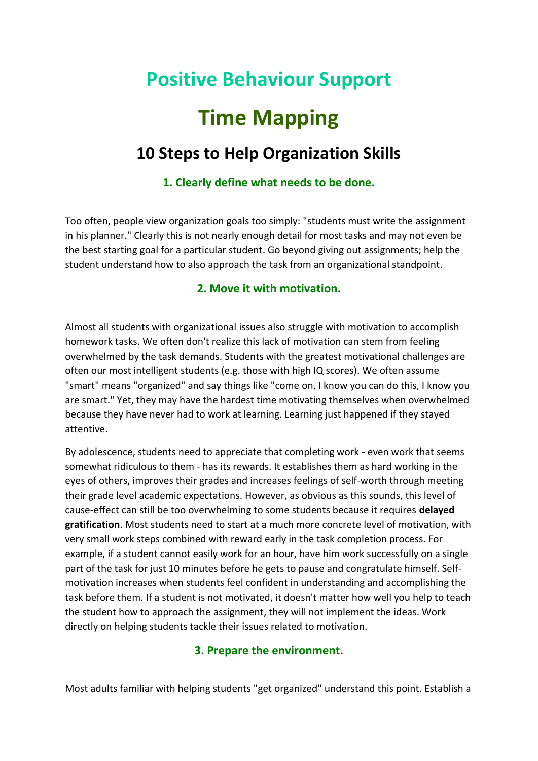# Positive Behaviour Support

# Time Mapping

## 10 Steps to Help Organization Skills

### 1. Clearly define what needs to be done.

Too often, people view organization goals too simply: "students must write the assignment in his planner." Clearly this is not nearly enough detail for most tasks and may not even be the best starting goal for a particular student. Go beyond giving out assignments; help the student understand how to also approach the task from an organizational standpoint.

### 2. Move it with motivation.

Almost all students with organizational issues also struggle with motivation to accomplish homework tasks. We often don't realize this lack of motivation can stem from feeling overwhelmed by the task demands. Students with the greatest motivational challenges are often our most intelligent students (e.g. those with high IQ scores). We often assume "smart" means "organized" and say things like "come on, I know you can do this, I know you are smart." Yet, they may have the hardest time motivating themselves when overwhelmed because they have never had to work at learning. Learning just happened if they stayed attentive.

By adolescence, students need to appreciate that completing work - even work that seems somewhat ridiculous to them - has its rewards. It establishes them as hard working in the eyes of others, improves their grades and increases feelings of self-worth through meeting their grade level academic expectations. However, as obvious as this sounds, this level of cause-effect can still be too overwhelming to some students because it requires **delayed gratification**. Most students need to start at a much more concrete level of motivation, with very small work steps combined with reward early in the task completion process. For example, if a student cannot easily work for an hour, have him work successfully on a single part of the task for just 10 minutes before he gets to pause and congratulate himself. Self-motivation increases when students feel confident in understanding and accomplishing the task before them. If a student is not motivated, it doesn't matter how well you help to teach the student how to approach the assignment, they will not implement the ideas. Work directly on helping students tackle their issues related to motivation.

### 3. Prepare the environment.

Most adults familiar with helping students "get organized" understand this point. Establish a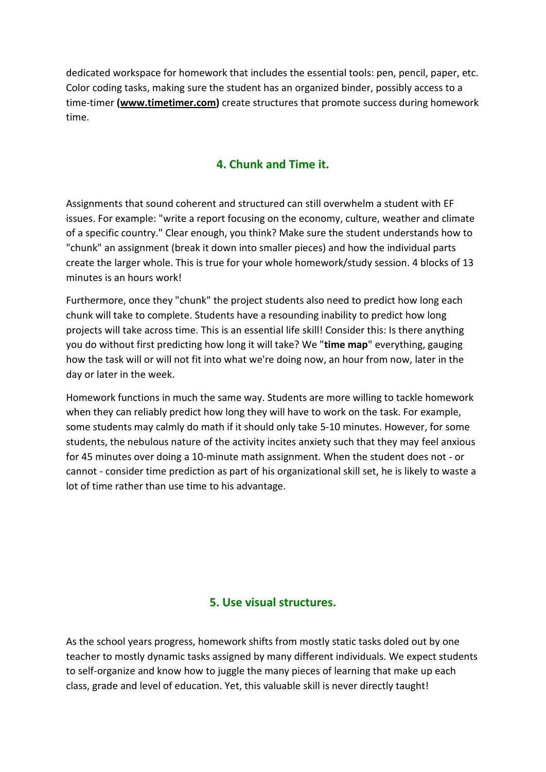dedicated workspace for homework that includes the essential tools: pen, pencil, paper, etc. Color coding tasks, making sure the student has an organized binder, possibly access to a time-timer **(www.timetimer.com)** create structures that promote success during homework time.

## 4. Chunk and Time it.

Assignments that sound coherent and structured can still overwhelm a student with EF issues. For example: "write a report focusing on the economy, culture, weather and climate of a specific country." Clear enough, you think? Make sure the student understands how to "chunk" an assignment (break it down into smaller pieces) and how the individual parts create the larger whole. This is true for your whole homework/study session. 4 blocks of 13 minutes is an hours work!

Furthermore, once they "chunk" the project students also need to predict how long each chunk will take to complete. Students have a resounding inability to predict how long projects will take across time. This is an essential life skill! Consider this: Is there anything you do without first predicting how long it will take? We "**time map**" everything, gauging how the task will or will not fit into what we're doing now, an hour from now, later in the day or later in the week.

Homework functions in much the same way. Students are more willing to tackle homework when they can reliably predict how long they will have to work on the task. For example, some students may calmly do math if it should only take 5-10 minutes. However, for some students, the nebulous nature of the activity incites anxiety such that they may feel anxious for 45 minutes over doing a 10-minute math assignment. When the student does not - or cannot - consider time prediction as part of his organizational skill set, he is likely to waste a lot of time rather than use time to his advantage.

## 5. Use visual structures.

As the school years progress, homework shifts from mostly static tasks doled out by one teacher to mostly dynamic tasks assigned by many different individuals. We expect students to self-organize and know how to juggle the many pieces of learning that make up each class, grade and level of education. Yet, this valuable skill is never directly taught!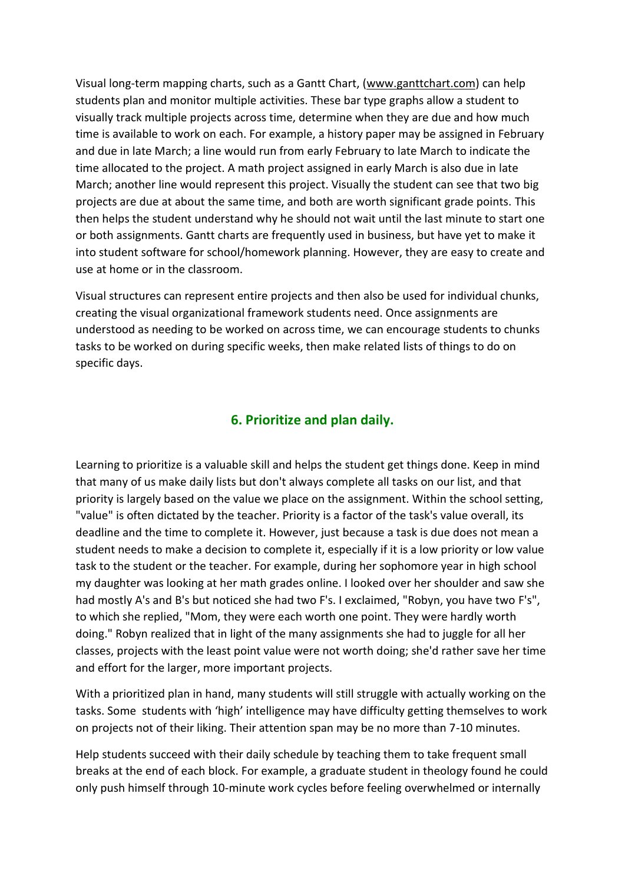Visual long-term mapping charts, such as a Gantt Chart, (www.ganttchart.com) can help students plan and monitor multiple activities. These bar type graphs allow a student to visually track multiple projects across time, determine when they are due and how much time is available to work on each. For example, a history paper may be assigned in February and due in late March; a line would run from early February to late March to indicate the time allocated to the project. A math project assigned in early March is also due in late March; another line would represent this project. Visually the student can see that two big projects are due at about the same time, and both are worth significant grade points. This then helps the student understand why he should not wait until the last minute to start one or both assignments. Gantt charts are frequently used in business, but have yet to make it into student software for school/homework planning. However, they are easy to create and use at home or in the classroom.

Visual structures can represent entire projects and then also be used for individual chunks, creating the visual organizational framework students need. Once assignments are understood as needing to be worked on across time, we can encourage students to chunks tasks to be worked on during specific weeks, then make related lists of things to do on specific days.

## 6. Prioritize and plan daily.

Learning to prioritize is a valuable skill and helps the student get things done. Keep in mind that many of us make daily lists but don't always complete all tasks on our list, and that priority is largely based on the value we place on the assignment. Within the school setting, "value" is often dictated by the teacher. Priority is a factor of the task's value overall, its deadline and the time to complete it. However, just because a task is due does not mean a student needs to make a decision to complete it, especially if it is a low priority or low value task to the student or the teacher. For example, during her sophomore year in high school my daughter was looking at her math grades online. I looked over her shoulder and saw she had mostly A's and B's but noticed she had two F's. I exclaimed, "Robyn, you have two F's", to which she replied, "Mom, they were each worth one point. They were hardly worth doing." Robyn realized that in light of the many assignments she had to juggle for all her classes, projects with the least point value were not worth doing; she'd rather save her time and effort for the larger, more important projects.

With a prioritized plan in hand, many students will still struggle with actually working on the tasks. Some students with 'high' intelligence may have difficulty getting themselves to work on projects not of their liking. Their attention span may be no more than 7-10 minutes.

Help students succeed with their daily schedule by teaching them to take frequent small breaks at the end of each block. For example, a graduate student in theology found he could only push himself through 10-minute work cycles before feeling overwhelmed or internally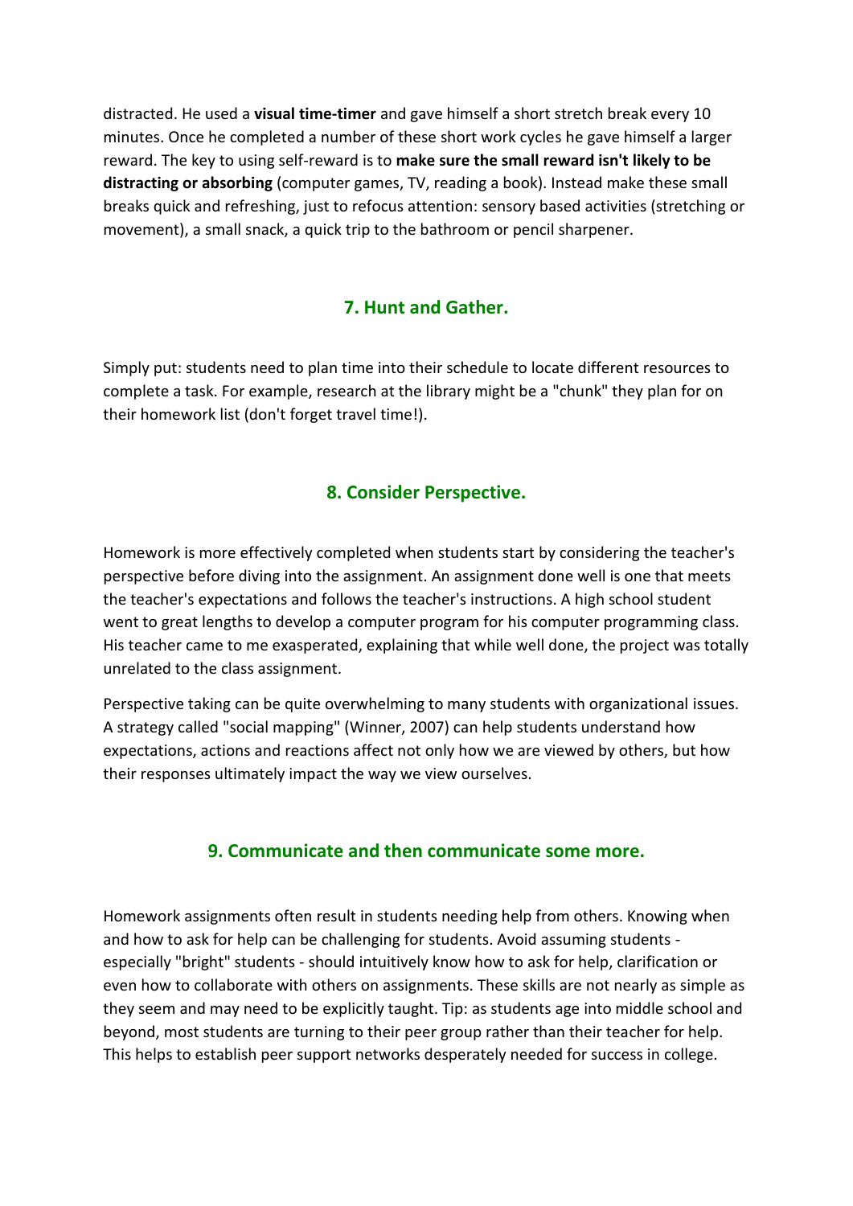distracted. He used a **visual time-timer** and gave himself a short stretch break every 10 minutes. Once he completed a number of these short work cycles he gave himself a larger reward. The key to using self-reward is to **make sure the small reward isn't likely to be distracting or absorbing** (computer games, TV, reading a book). Instead make these small breaks quick and refreshing, just to refocus attention: sensory based activities (stretching or movement), a small snack, a quick trip to the bathroom or pencil sharpener.

## 7. Hunt and Gather.

Simply put: students need to plan time into their schedule to locate different resources to complete a task. For example, research at the library might be a "chunk" they plan for on their homework list (don't forget travel time!).

## 8. Consider Perspective.

Homework is more effectively completed when students start by considering the teacher's perspective before diving into the assignment. An assignment done well is one that meets the teacher's expectations and follows the teacher's instructions. A high school student went to great lengths to develop a computer program for his computer programming class. His teacher came to me exasperated, explaining that while well done, the project was totally unrelated to the class assignment.

Perspective taking can be quite overwhelming to many students with organizational issues. A strategy called "social mapping" (Winner, 2007) can help students understand how expectations, actions and reactions affect not only how we are viewed by others, but how their responses ultimately impact the way we view ourselves.

## 9. Communicate and then communicate some more.

Homework assignments often result in students needing help from others. Knowing when and how to ask for help can be challenging for students. Avoid assuming students - especially "bright" students - should intuitively know how to ask for help, clarification or even how to collaborate with others on assignments. These skills are not nearly as simple as they seem and may need to be explicitly taught. Tip: as students age into middle school and beyond, most students are turning to their peer group rather than their teacher for help. This helps to establish peer support networks desperately needed for success in college.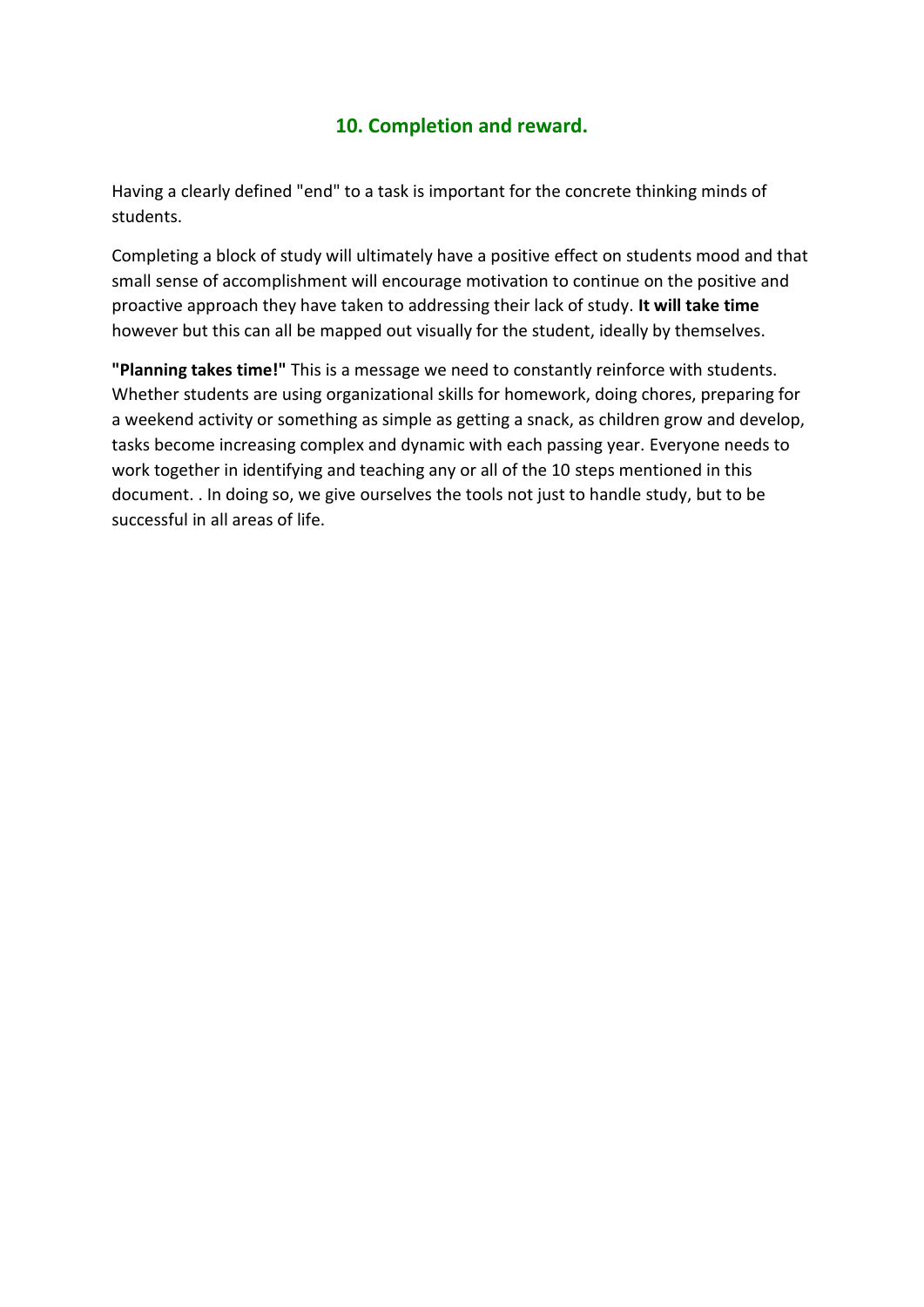## 10. Completion and reward.

Having a clearly defined "end" to a task is important for the concrete thinking minds of students.

Completing a block of study will ultimately have a positive effect on students mood and that small sense of accomplishment will encourage motivation to continue on the positive and proactive approach they have taken to addressing their lack of study. **It will take time** however but this can all be mapped out visually for the student, ideally by themselves.

**"Planning takes time!"** This is a message we need to constantly reinforce with students. Whether students are using organizational skills for homework, doing chores, preparing for a weekend activity or something as simple as getting a snack, as children grow and develop, tasks become increasing complex and dynamic with each passing year. Everyone needs to work together in identifying and teaching any or all of the 10 steps mentioned in this document. . In doing so, we give ourselves the tools not just to handle study, but to be successful in all areas of life.